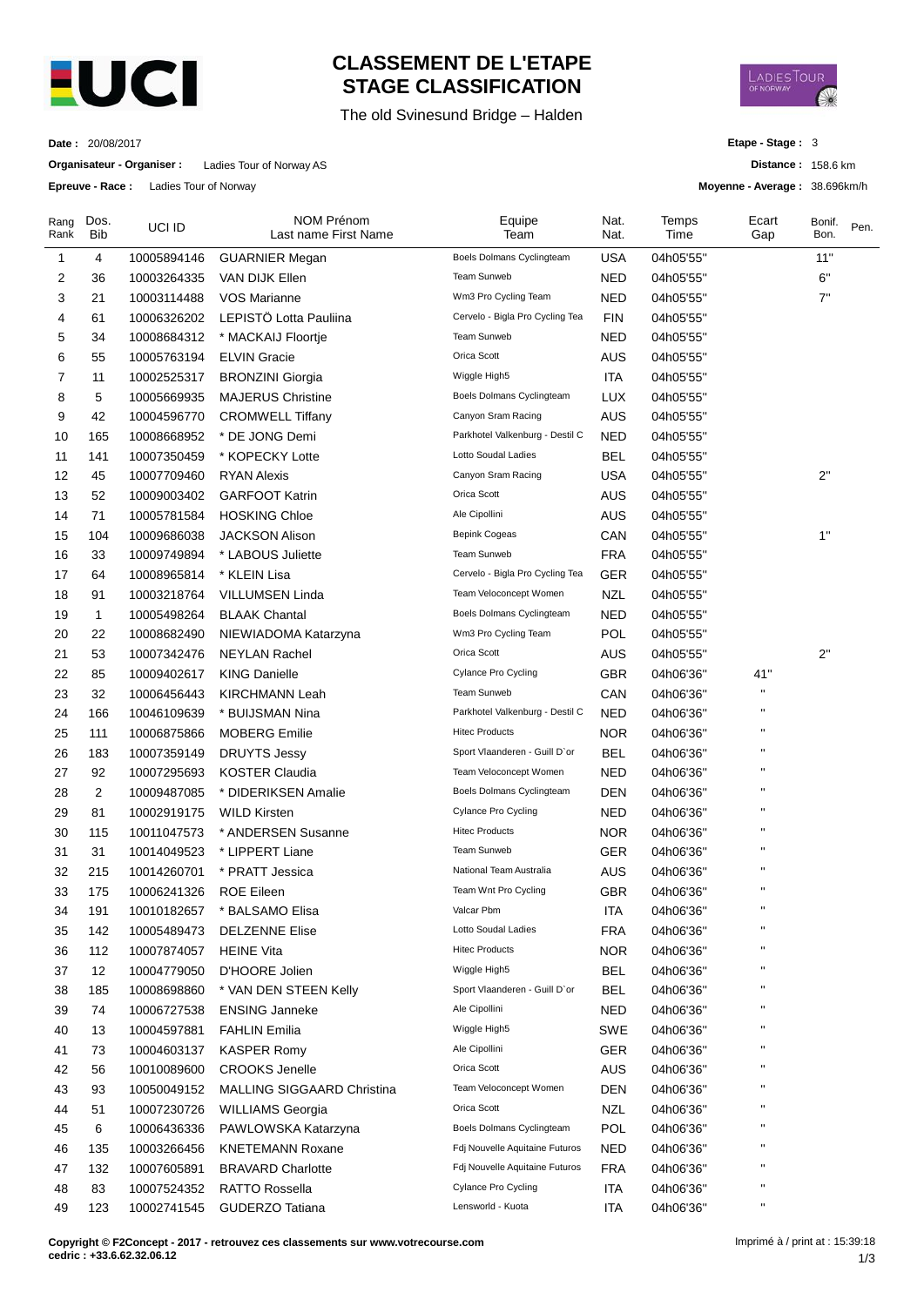# CLASSEMENT DE L'ETAPE
# STAGE CLASSIFICATION

The old Svinesund Bridge – Halden

**Date :** 20/08/2017

**Organisateur - Organiser :** Ladies Tour of Norway AS

**Epreuve - Race :** Ladies Tour of Norway

**Etape - Stage :** 3

**Distance :** 158.6 km

**Moyenne - Average :** 38.696km/h

| Rang Rank | Dos. Bib | UCI ID | NOM Prénom Last name First Name | Equipe Team | Nat. Nat. | Temps Time | Ecart Gap | Bonif. Bon. | Pen. |
|---|---|---|---|---|---|---|---|---|---|
| 1 | 4 | 10005894146 | GUARNIER Megan | Boels Dolmans Cyclingteam | USA | 04h05'55'' | | 11'' | |
| 2 | 36 | 10003264335 | VAN DIJK Ellen | Team Sunweb | NED | 04h05'55'' | | 6'' | |
| 3 | 21 | 10003114488 | VOS Marianne | Wm3 Pro Cycling Team | NED | 04h05'55'' | | 7'' | |
| 4 | 61 | 10006326202 | LEPISTÖ Lotta Pauliina | Cervelo - Bigla Pro Cycling Tea | FIN | 04h05'55'' | | | |
| 5 | 34 | 10008684312 | * MACKAIJ Floortje | Team Sunweb | NED | 04h05'55'' | | | |
| 6 | 55 | 10005763194 | ELVIN Gracie | Orica Scott | AUS | 04h05'55'' | | | |
| 7 | 11 | 10002525317 | BRONZINI Giorgia | Wiggle High5 | ITA | 04h05'55'' | | | |
| 8 | 5 | 10005669935 | MAJERUS Christine | Boels Dolmans Cyclingteam | LUX | 04h05'55'' | | | |
| 9 | 42 | 10004596770 | CROMWELL Tiffany | Canyon Sram Racing | AUS | 04h05'55'' | | | |
| 10 | 165 | 10008668952 | * DE JONG Demi | Parkhotel Valkenburg - Destil C | NED | 04h05'55'' | | | |
| 11 | 141 | 10007350459 | * KOPECKY Lotte | Lotto Soudal Ladies | BEL | 04h05'55'' | | | |
| 12 | 45 | 10007709460 | RYAN Alexis | Canyon Sram Racing | USA | 04h05'55'' | | 2'' | |
| 13 | 52 | 10009003402 | GARFOOT Katrin | Orica Scott | AUS | 04h05'55'' | | | |
| 14 | 71 | 10005781584 | HOSKING Chloe | Ale Cipollini | AUS | 04h05'55'' | | | |
| 15 | 104 | 10009686038 | JACKSON Alison | Bepink Cogeas | CAN | 04h05'55'' | | 1'' | |
| 16 | 33 | 10009749894 | * LABOUS Juliette | Team Sunweb | FRA | 04h05'55'' | | | |
| 17 | 64 | 10008965814 | * KLEIN Lisa | Cervelo - Bigla Pro Cycling Tea | GER | 04h05'55'' | | | |
| 18 | 91 | 10003218764 | VILLUMSEN Linda | Team Veloconcept Women | NZL | 04h05'55'' | | | |
| 19 | 1 | 10005498264 | BLAAK Chantal | Boels Dolmans Cyclingteam | NED | 04h05'55'' | | | |
| 20 | 22 | 10008682490 | NIEWIADOMA Katarzyna | Wm3 Pro Cycling Team | POL | 04h05'55'' | | | |
| 21 | 53 | 10007342476 | NEYLAN Rachel | Orica Scott | AUS | 04h05'55'' | | 2'' | |
| 22 | 85 | 10009402617 | KING Danielle | Cylance Pro Cycling | GBR | 04h06'36'' | 41'' | | |
| 23 | 32 | 10006456443 | KIRCHMANN Leah | Team Sunweb | CAN | 04h06'36'' | " | | |
| 24 | 166 | 10046109639 | * BUIJSMAN Nina | Parkhotel Valkenburg - Destil C | NED | 04h06'36'' | " | | |
| 25 | 111 | 10006875866 | MOBERG Emilie | Hitec Products | NOR | 04h06'36'' | " | | |
| 26 | 183 | 10007359149 | DRUYTS Jessy | Sport Vlaanderen - Guill D`or | BEL | 04h06'36'' | " | | |
| 27 | 92 | 10007295693 | KOSTER Claudia | Team Veloconcept Women | NED | 04h06'36'' | " | | |
| 28 | 2 | 10009487085 | * DIDERIKSEN Amalie | Boels Dolmans Cyclingteam | DEN | 04h06'36'' | " | | |
| 29 | 81 | 10002919175 | WILD Kirsten | Cylance Pro Cycling | NED | 04h06'36'' | " | | |
| 30 | 115 | 10011047573 | * ANDERSEN Susanne | Hitec Products | NOR | 04h06'36'' | " | | |
| 31 | 31 | 10014049523 | * LIPPERT Liane | Team Sunweb | GER | 04h06'36'' | " | | |
| 32 | 215 | 10014260701 | * PRATT Jessica | National Team Australia | AUS | 04h06'36'' | " | | |
| 33 | 175 | 10006241326 | ROE Eileen | Team Wnt Pro Cycling | GBR | 04h06'36'' | " | | |
| 34 | 191 | 10010182657 | * BALSAMO Elisa | Valcar Pbm | ITA | 04h06'36'' | " | | |
| 35 | 142 | 10005489473 | DELZENNE Elise | Lotto Soudal Ladies | FRA | 04h06'36'' | " | | |
| 36 | 112 | 10007874057 | HEINE Vita | Hitec Products | NOR | 04h06'36'' | " | | |
| 37 | 12 | 10004779050 | D'HOORE Jolien | Wiggle High5 | BEL | 04h06'36'' | " | | |
| 38 | 185 | 10008698860 | * VAN DEN STEEN Kelly | Sport Vlaanderen - Guill D`or | BEL | 04h06'36'' | " | | |
| 39 | 74 | 10006727538 | ENSING Janneke | Ale Cipollini | NED | 04h06'36'' | " | | |
| 40 | 13 | 10004597881 | FAHLIN Emilia | Wiggle High5 | SWE | 04h06'36'' | " | | |
| 41 | 73 | 10004603137 | KASPER Romy | Ale Cipollini | GER | 04h06'36'' | " | | |
| 42 | 56 | 10010089600 | CROOKS Jenelle | Orica Scott | AUS | 04h06'36'' | " | | |
| 43 | 93 | 10050049152 | MALLING SIGGAARD Christina | Team Veloconcept Women | DEN | 04h06'36'' | " | | |
| 44 | 51 | 10007230726 | WILLIAMS Georgia | Orica Scott | NZL | 04h06'36'' | " | | |
| 45 | 6 | 10006436336 | PAWLOWSKA Katarzyna | Boels Dolmans Cyclingteam | POL | 04h06'36'' | " | | |
| 46 | 135 | 10003266456 | KNETEMANN Roxane | Fdj Nouvelle Aquitaine Futuros | NED | 04h06'36'' | " | | |
| 47 | 132 | 10007605891 | BRAVARD Charlotte | Fdj Nouvelle Aquitaine Futuros | FRA | 04h06'36'' | " | | |
| 48 | 83 | 10007524352 | RATTO Rossella | Cylance Pro Cycling | ITA | 04h06'36'' | " | | |
| 49 | 123 | 10002741545 | GUDERZO Tatiana | Lensworld - Kuota | ITA | 04h06'36'' | " | | |

**Copyright © F2Concept - 2017 - retrouvez ces classements sur www.votrecourse.com**
**cedric : +33.6.62.32.06.12**

Imprimé à / print at : 15:39:18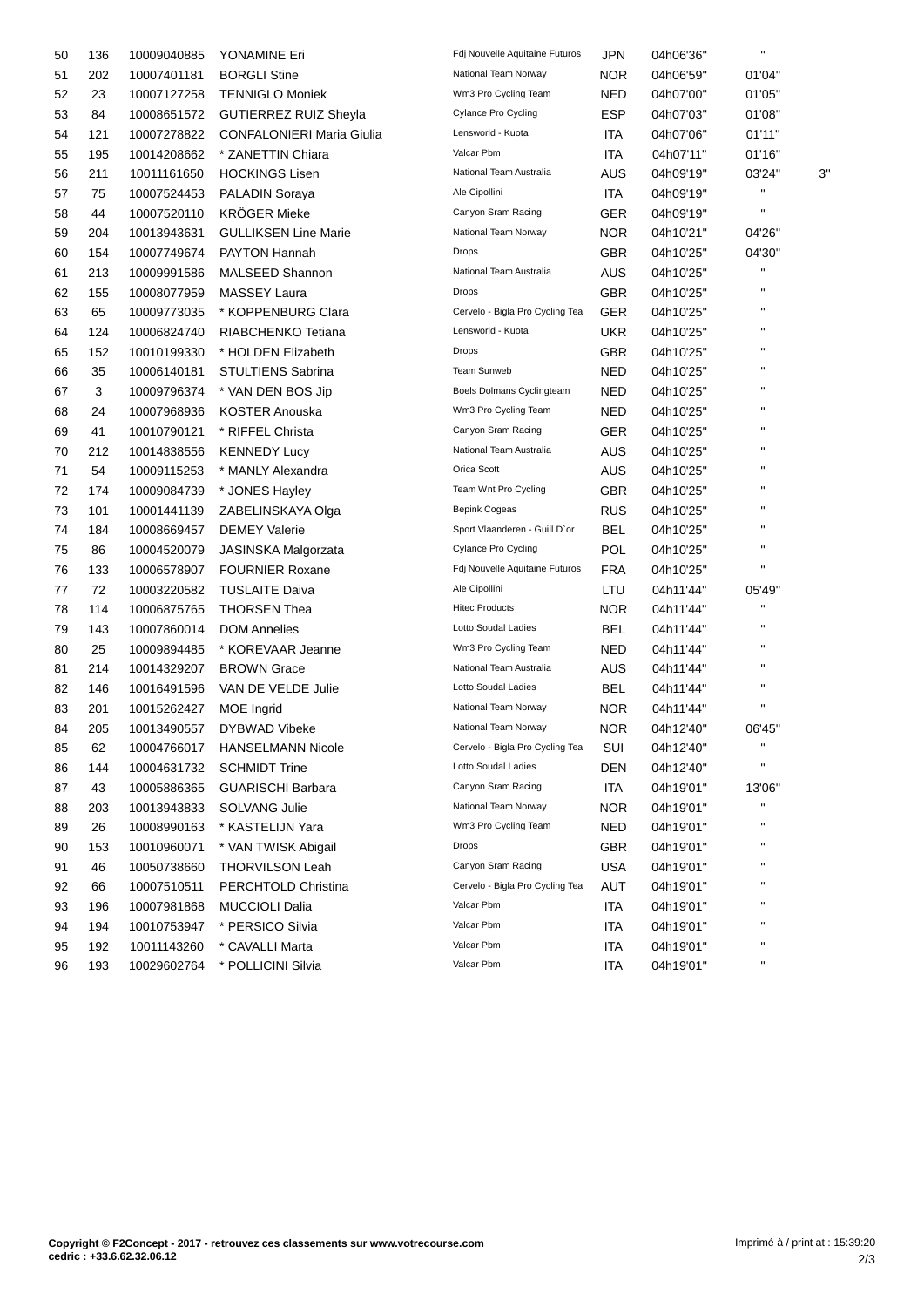| | | | | | | | | |
|---|---|---|---|---|---|---|---|---|
| 50 | 136 | 10009040885 | YONAMINE Eri | Fdj Nouvelle Aquitaine Futuros | JPN | 04h06'36'' | '' | |
| 51 | 202 | 10007401181 | BORGLI Stine | National Team Norway | NOR | 04h06'59'' | 01'04'' | |
| 52 | 23 | 10007127258 | TENNIGLO Moniek | Wm3 Pro Cycling Team | NED | 04h07'00'' | 01'05'' | |
| 53 | 84 | 10008651572 | GUTIERREZ RUIZ Sheyla | Cylance Pro Cycling | ESP | 04h07'03'' | 01'08'' | |
| 54 | 121 | 10007278822 | CONFALONIERI Maria Giulia | Lensworld - Kuota | ITA | 04h07'06'' | 01'11'' | |
| 55 | 195 | 10014208662 | * ZANETTIN Chiara | Valcar Pbm | ITA | 04h07'11'' | 01'16'' | |
| 56 | 211 | 10011161650 | HOCKINGS Lisen | National Team Australia | AUS | 04h09'19'' | 03'24'' | 3'' |
| 57 | 75 | 10007524453 | PALADIN Soraya | Ale Cipollini | ITA | 04h09'19'' | '' | |
| 58 | 44 | 10007520110 | KRÖGER Mieke | Canyon Sram Racing | GER | 04h09'19'' | '' | |
| 59 | 204 | 10013943631 | GULLIKSEN Line Marie | National Team Norway | NOR | 04h10'21'' | 04'26'' | |
| 60 | 154 | 10007749674 | PAYTON Hannah | Drops | GBR | 04h10'25'' | 04'30'' | |
| 61 | 213 | 10009991586 | MALSEED Shannon | National Team Australia | AUS | 04h10'25'' | '' | |
| 62 | 155 | 10008077959 | MASSEY Laura | Drops | GBR | 04h10'25'' | '' | |
| 63 | 65 | 10009773035 | * KOPPENBURG Clara | Cervelo - Bigla Pro Cycling Tea | GER | 04h10'25'' | '' | |
| 64 | 124 | 10006824740 | RIABCHENKO Tetiana | Lensworld - Kuota | UKR | 04h10'25'' | '' | |
| 65 | 152 | 10010199330 | * HOLDEN Elizabeth | Drops | GBR | 04h10'25'' | '' | |
| 66 | 35 | 10006140181 | STULTIENS Sabrina | Team Sunweb | NED | 04h10'25'' | '' | |
| 67 | 3 | 10009796374 | * VAN DEN BOS Jip | Boels Dolmans Cyclingteam | NED | 04h10'25'' | '' | |
| 68 | 24 | 10007968936 | KOSTER Anouska | Wm3 Pro Cycling Team | NED | 04h10'25'' | '' | |
| 69 | 41 | 10010790121 | * RIFFEL Christa | Canyon Sram Racing | GER | 04h10'25'' | '' | |
| 70 | 212 | 10014838556 | KENNEDY Lucy | National Team Australia | AUS | 04h10'25'' | '' | |
| 71 | 54 | 10009115253 | * MANLY Alexandra | Orica Scott | AUS | 04h10'25'' | '' | |
| 72 | 174 | 10009084739 | * JONES Hayley | Team Wnt Pro Cycling | GBR | 04h10'25'' | '' | |
| 73 | 101 | 10001441139 | ZABELINSKAYA Olga | Bepink Cogeas | RUS | 04h10'25'' | '' | |
| 74 | 184 | 10008669457 | DEMEY Valerie | Sport Vlaanderen - Guill D`or | BEL | 04h10'25'' | '' | |
| 75 | 86 | 10004520079 | JASINSKA Malgorzata | Cylance Pro Cycling | POL | 04h10'25'' | '' | |
| 76 | 133 | 10006578907 | FOURNIER Roxane | Fdj Nouvelle Aquitaine Futuros | FRA | 04h10'25'' | '' | |
| 77 | 72 | 10003220582 | TUSLAITE Daiva | Ale Cipollini | LTU | 04h11'44'' | 05'49'' | |
| 78 | 114 | 10006875765 | THORSEN Thea | Hitec Products | NOR | 04h11'44'' | '' | |
| 79 | 143 | 10007860014 | DOM Annelies | Lotto Soudal Ladies | BEL | 04h11'44'' | '' | |
| 80 | 25 | 10009894485 | * KOREVAAR Jeanne | Wm3 Pro Cycling Team | NED | 04h11'44'' | '' | |
| 81 | 214 | 10014329207 | BROWN Grace | National Team Australia | AUS | 04h11'44'' | '' | |
| 82 | 146 | 10016491596 | VAN DE VELDE Julie | Lotto Soudal Ladies | BEL | 04h11'44'' | '' | |
| 83 | 201 | 10015262427 | MOE Ingrid | National Team Norway | NOR | 04h11'44'' | '' | |
| 84 | 205 | 10013490557 | DYBWAD Vibeke | National Team Norway | NOR | 04h12'40'' | 06'45'' | |
| 85 | 62 | 10004766017 | HANSELMANN Nicole | Cervelo - Bigla Pro Cycling Tea | SUI | 04h12'40'' | '' | |
| 86 | 144 | 10004631732 | SCHMIDT Trine | Lotto Soudal Ladies | DEN | 04h12'40'' | '' | |
| 87 | 43 | 10005886365 | GUARISCHI Barbara | Canyon Sram Racing | ITA | 04h19'01'' | 13'06'' | |
| 88 | 203 | 10013943833 | SOLVANG Julie | National Team Norway | NOR | 04h19'01'' | '' | |
| 89 | 26 | 10008990163 | * KASTELIJN Yara | Wm3 Pro Cycling Team | NED | 04h19'01'' | '' | |
| 90 | 153 | 10010960071 | * VAN TWISK Abigail | Drops | GBR | 04h19'01'' | '' | |
| 91 | 46 | 10050738660 | THORVILSON Leah | Canyon Sram Racing | USA | 04h19'01'' | '' | |
| 92 | 66 | 10007510511 | PERCHTOLD Christina | Cervelo - Bigla Pro Cycling Tea | AUT | 04h19'01'' | '' | |
| 93 | 196 | 10007981868 | MUCCIOLI Dalia | Valcar Pbm | ITA | 04h19'01'' | '' | |
| 94 | 194 | 10010753947 | * PERSICO Silvia | Valcar Pbm | ITA | 04h19'01'' | '' | |
| 95 | 192 | 10011143260 | * CAVALLI Marta | Valcar Pbm | ITA | 04h19'01'' | '' | |
| 96 | 193 | 10029602764 | * POLLICINI Silvia | Valcar Pbm | ITA | 04h19'01'' | '' | |

**Copyright © F2Concept - 2017 - retrouvez ces classements sur www.votrecourse.com**
**cedric : +33.6.62.32.06.12**

Imprimé à / print at : 15:39:20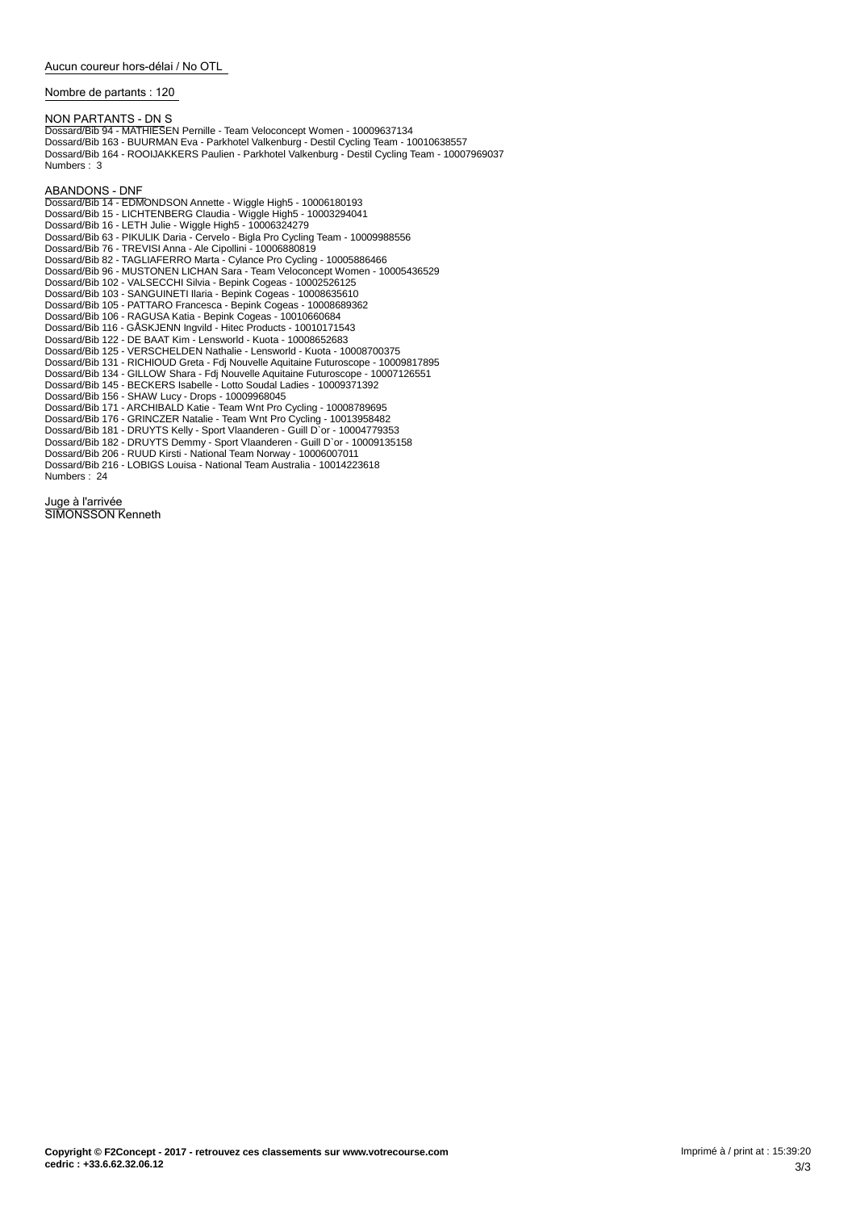Aucun coureur hors-délai / No OTL

Nombre de partants : 120

NON PARTANTS - DN S

Dossard/Bib 94 - MATHIESEN Pernille - Team Veloconcept Women - 10009637134
Dossard/Bib 163 - BUURMAN Eva - Parkhotel Valkenburg - Destil Cycling Team - 10010638557
Dossard/Bib 164 - ROOIJAKKERS Paulien - Parkhotel Valkenburg - Destil Cycling Team - 10007969037
Numbers : 3

ABANDONS - DNF

Dossard/Bib 14 - EDMONDSON Annette - Wiggle High5 - 10006180193
Dossard/Bib 15 - LICHTENBERG Claudia - Wiggle High5 - 10003294041
Dossard/Bib 16 - LETH Julie - Wiggle High5 - 10006324279
Dossard/Bib 63 - PIKULIK Daria - Cervelo - Bigla Pro Cycling Team - 10009988556
Dossard/Bib 76 - TREVISI Anna - Ale Cipollini - 10006880819
Dossard/Bib 82 - TAGLIAFERRO Marta - Cylance Pro Cycling - 10005886466
Dossard/Bib 96 - MUSTONEN LICHAN Sara - Team Veloconcept Women - 10005436529
Dossard/Bib 102 - VALSECCHI Silvia - Bepink Cogeas - 10002526125
Dossard/Bib 103 - SANGUINETI Ilaria - Bepink Cogeas - 10008635610
Dossard/Bib 105 - PATTARO Francesca - Bepink Cogeas - 10008689362
Dossard/Bib 106 - RAGUSA Katia - Bepink Cogeas - 10010660684
Dossard/Bib 116 - GÅSKJENN Ingvild - Hitec Products - 10010171543
Dossard/Bib 122 - DE BAAT Kim - Lensworld - Kuota - 10008652683
Dossard/Bib 125 - VERSCHELDEN Nathalie - Lensworld - Kuota - 10008700375
Dossard/Bib 131 - RICHIOUD Greta - Fdj Nouvelle Aquitaine Futuroscope - 10009817895
Dossard/Bib 134 - GILLOW Shara - Fdj Nouvelle Aquitaine Futuroscope - 10007126551
Dossard/Bib 145 - BECKERS Isabelle - Lotto Soudal Ladies - 10009371392
Dossard/Bib 156 - SHAW Lucy - Drops - 10009968045
Dossard/Bib 171 - ARCHIBALD Katie - Team Wnt Pro Cycling - 10008789695
Dossard/Bib 176 - GRINCZER Natalie - Team Wnt Pro Cycling - 10013958482
Dossard/Bib 181 - DRUYTS Kelly - Sport Vlaanderen - Guill D`or - 10004779353
Dossard/Bib 182 - DRUYTS Demmy - Sport Vlaanderen - Guill D`or - 10009135158
Dossard/Bib 206 - RUUD Kirsti - National Team Norway - 10006007011
Dossard/Bib 216 - LOBIGS Louisa - National Team Australia - 10014223618
Numbers : 24

Juge à l'arrivée
SIMONSSON Kenneth

**Copyright © F2Concept - 2017 - retrouvez ces classements sur www.votrecourse.com**
**cedric : +33.6.62.32.06.12**

Imprimé à / print at : 15:39:20